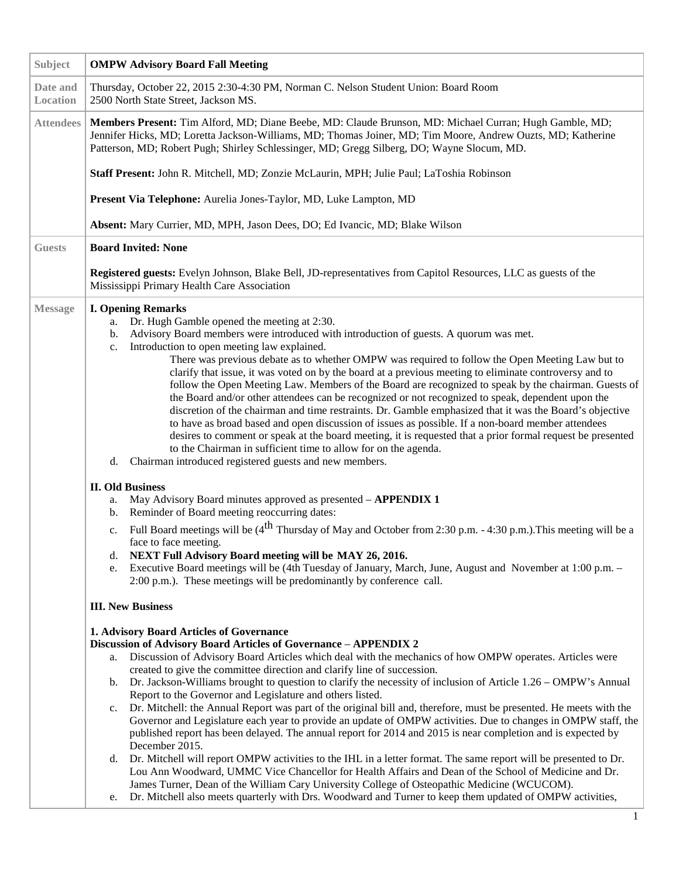| Subject | **OMPW Advisory Board Fall Meeting** |
| --- | --- |
| Date and Location | Thursday, October 22, 2015 2:30-4:30 PM, Norman C. Nelson Student Union: Board Room<br>2500 North State Street, Jackson MS. |
| Attendees | **Members Present:** Tim Alford, MD; Diane Beebe, MD: Claude Brunson, MD: Michael Curran; Hugh Gamble, MD; Jennifer Hicks, MD; Loretta Jackson-Williams, MD; Thomas Joiner, MD; Tim Moore, Andrew Ouzts, MD; Katherine Patterson, MD; Robert Pugh; Shirley Schlessinger, MD; Gregg Silberg, DO; Wayne Slocum, MD.<br><br>**Staff Present:** John R. Mitchell, MD; Zonzie McLaurin, MPH; Julie Paul; LaToshia Robinson<br><br>**Present Via Telephone:** Aurelia Jones-Taylor, MD, Luke Lampton, MD<br><br>**Absent:** Mary Currier, MD, MPH, Jason Dees, DO; Ed Ivancic, MD; Blake Wilson |
| Guests | **Board Invited: None**<br><br>**Registered guests:** Evelyn Johnson, Blake Bell, JD-representatives from Capitol Resources, LLC as guests of the Mississippi Primary Health Care Association |

**Message**

**I. Opening Remarks**

a. Dr. Hugh Gamble opened the meeting at 2:30.
b. Advisory Board members were introduced with introduction of guests. A quorum was met.
c. Introduction to open meeting law explained.

   There was previous debate as to whether OMPW was required to follow the Open Meeting Law but to clarify that issue, it was voted on by the board at a previous meeting to eliminate controversy and to follow the Open Meeting Law. Members of the Board are recognized to speak by the chairman. Guests of the Board and/or other attendees can be recognized or not recognized to speak, dependent upon the discretion of the chairman and time restraints. Dr. Gamble emphasized that it was the Board's objective to have as broad based and open discussion of issues as possible. If a non-board member attendees desires to comment or speak at the board meeting, it is requested that a prior formal request be presented to the Chairman in sufficient time to allow for on the agenda.

d. Chairman introduced registered guests and new members.

**II. Old Business**

a. May Advisory Board minutes approved as presented – **APPENDIX 1**
b. Reminder of Board meeting reoccurring dates:
c. Full Board meetings will be (4th Thursday of May and October from 2:30 p.m. - 4:30 p.m.).This meeting will be a face to face meeting.
d. **NEXT Full Advisory Board meeting will be MAY 26, 2016.**
e. Executive Board meetings will be (4th Tuesday of January, March, June, August and November at 1:00 p.m. – 2:00 p.m.). These meetings will be predominantly by conference call.

**III. New Business**

**1. Advisory Board Articles of Governance**
**Discussion of Advisory Board Articles of Governance** – **APPENDIX 2**

a. Discussion of Advisory Board Articles which deal with the mechanics of how OMPW operates. Articles were created to give the committee direction and clarify line of succession.
b. Dr. Jackson-Williams brought to question to clarify the necessity of inclusion of Article 1.26 – OMPW's Annual Report to the Governor and Legislature and others listed.
c. Dr. Mitchell: the Annual Report was part of the original bill and, therefore, must be presented. He meets with the Governor and Legislature each year to provide an update of OMPW activities. Due to changes in OMPW staff, the published report has been delayed. The annual report for 2014 and 2015 is near completion and is expected by December 2015.
d. Dr. Mitchell will report OMPW activities to the IHL in a letter format. The same report will be presented to Dr. Lou Ann Woodward, UMMC Vice Chancellor for Health Affairs and Dean of the School of Medicine and Dr. James Turner, Dean of the William Cary University College of Osteopathic Medicine (WCUCOM).
e. Dr. Mitchell also meets quarterly with Drs. Woodward and Turner to keep them updated of OMPW activities,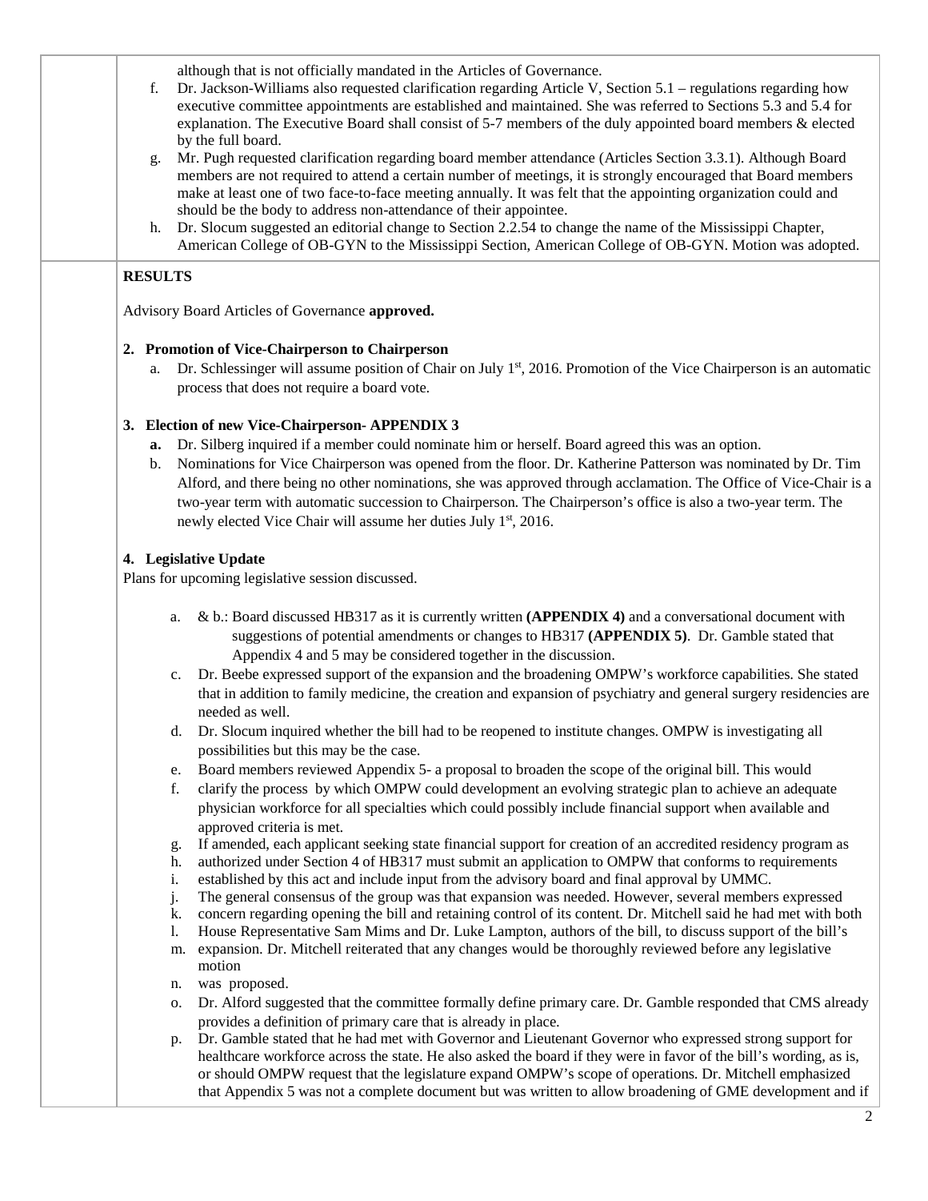although that is not officially mandated in the Articles of Governance.

f. Dr. Jackson-Williams also requested clarification regarding Article V, Section 5.1 – regulations regarding how executive committee appointments are established and maintained. She was referred to Sections 5.3 and 5.4 for explanation. The Executive Board shall consist of 5-7 members of the duly appointed board members & elected by the full board.

g. Mr. Pugh requested clarification regarding board member attendance (Articles Section 3.3.1). Although Board members are not required to attend a certain number of meetings, it is strongly encouraged that Board members make at least one of two face-to-face meeting annually. It was felt that the appointing organization could and should be the body to address non-attendance of their appointee.

h. Dr. Slocum suggested an editorial change to Section 2.2.54 to change the name of the Mississippi Chapter, American College of OB-GYN to the Mississippi Section, American College of OB-GYN. Motion was adopted.

**RESULTS**

Advisory Board Articles of Governance **approved.**

**2. Promotion of Vice-Chairperson to Chairperson**

a. Dr. Schlessinger will assume position of Chair on July 1st, 2016. Promotion of the Vice Chairperson is an automatic process that does not require a board vote.

**3. Election of new Vice-Chairperson- APPENDIX 3**

**a.** Dr. Silberg inquired if a member could nominate him or herself. Board agreed this was an option.

b. Nominations for Vice Chairperson was opened from the floor. Dr. Katherine Patterson was nominated by Dr. Tim Alford, and there being no other nominations, she was approved through acclamation. The Office of Vice-Chair is a two-year term with automatic succession to Chairperson. The Chairperson's office is also a two-year term. The newly elected Vice Chair will assume her duties July 1st, 2016.

**4. Legislative Update**

Plans for upcoming legislative session discussed.

a. & b.: Board discussed HB317 as it is currently written **(APPENDIX 4)** and a conversational document with suggestions of potential amendments or changes to HB317 **(APPENDIX 5)**. Dr. Gamble stated that Appendix 4 and 5 may be considered together in the discussion.

c. Dr. Beebe expressed support of the expansion and the broadening OMPW's workforce capabilities. She stated that in addition to family medicine, the creation and expansion of psychiatry and general surgery residencies are needed as well.

d. Dr. Slocum inquired whether the bill had to be reopened to institute changes. OMPW is investigating all possibilities but this may be the case.

e. Board members reviewed Appendix 5- a proposal to broaden the scope of the original bill. This would

f. clarify the process by which OMPW could development an evolving strategic plan to achieve an adequate physician workforce for all specialties which could possibly include financial support when available and approved criteria is met.

g. If amended, each applicant seeking state financial support for creation of an accredited residency program as

h. authorized under Section 4 of HB317 must submit an application to OMPW that conforms to requirements

i. established by this act and include input from the advisory board and final approval by UMMC.

j. The general consensus of the group was that expansion was needed. However, several members expressed

k. concern regarding opening the bill and retaining control of its content. Dr. Mitchell said he had met with both

l. House Representative Sam Mims and Dr. Luke Lampton, authors of the bill, to discuss support of the bill's

m. expansion. Dr. Mitchell reiterated that any changes would be thoroughly reviewed before any legislative motion

n. was proposed.

o. Dr. Alford suggested that the committee formally define primary care. Dr. Gamble responded that CMS already provides a definition of primary care that is already in place.

p. Dr. Gamble stated that he had met with Governor and Lieutenant Governor who expressed strong support for healthcare workforce across the state. He also asked the board if they were in favor of the bill's wording, as is, or should OMPW request that the legislature expand OMPW's scope of operations. Dr. Mitchell emphasized that Appendix 5 was not a complete document but was written to allow broadening of GME development and if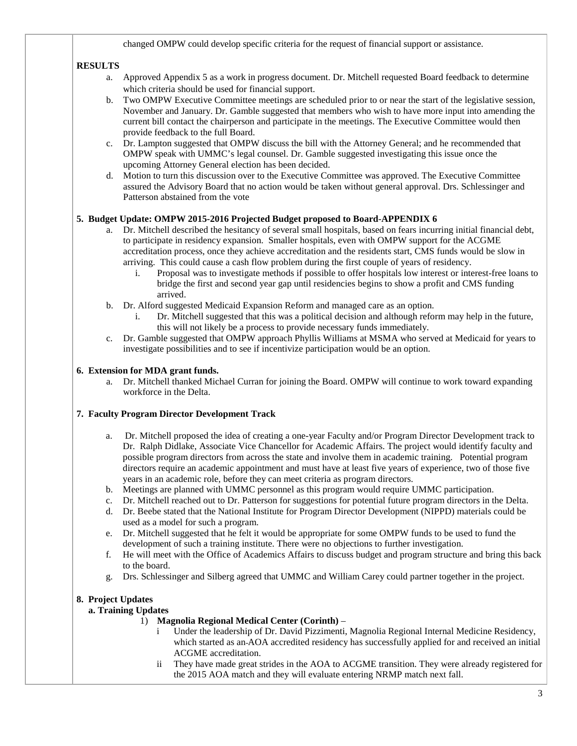changed OMPW could develop specific criteria for the request of financial support or assistance.

**RESULTS**

a. Approved Appendix 5 as a work in progress document. Dr. Mitchell requested Board feedback to determine which criteria should be used for financial support.
b. Two OMPW Executive Committee meetings are scheduled prior to or near the start of the legislative session, November and January. Dr. Gamble suggested that members who wish to have more input into amending the current bill contact the chairperson and participate in the meetings. The Executive Committee would then provide feedback to the full Board.
c. Dr. Lampton suggested that OMPW discuss the bill with the Attorney General; and he recommended that OMPW speak with UMMC's legal counsel. Dr. Gamble suggested investigating this issue once the upcoming Attorney General election has been decided.
d. Motion to turn this discussion over to the Executive Committee was approved. The Executive Committee assured the Advisory Board that no action would be taken without general approval. Drs. Schlessinger and Patterson abstained from the vote

**5. Budget Update: OMPW 2015-2016 Projected Budget proposed to Board-APPENDIX 6**

a. Dr. Mitchell described the hesitancy of several small hospitals, based on fears incurring initial financial debt, to participate in residency expansion. Smaller hospitals, even with OMPW support for the ACGME accreditation process, once they achieve accreditation and the residents start, CMS funds would be slow in arriving. This could cause a cash flow problem during the first couple of years of residency.
   i. Proposal was to investigate methods if possible to offer hospitals low interest or interest-free loans to bridge the first and second year gap until residencies begins to show a profit and CMS funding arrived.
b. Dr. Alford suggested Medicaid Expansion Reform and managed care as an option.
   i. Dr. Mitchell suggested that this was a political decision and although reform may help in the future, this will not likely be a process to provide necessary funds immediately.
c. Dr. Gamble suggested that OMPW approach Phyllis Williams at MSMA who served at Medicaid for years to investigate possibilities and to see if incentivize participation would be an option.

**6. Extension for MDA grant funds.**

a. Dr. Mitchell thanked Michael Curran for joining the Board. OMPW will continue to work toward expanding workforce in the Delta.

**7. Faculty Program Director Development Track**

a. Dr. Mitchell proposed the idea of creating a one-year Faculty and/or Program Director Development track to Dr. Ralph Didlake, Associate Vice Chancellor for Academic Affairs. The project would identify faculty and possible program directors from across the state and involve them in academic training. Potential program directors require an academic appointment and must have at least five years of experience, two of those five years in an academic role, before they can meet criteria as program directors.
b. Meetings are planned with UMMC personnel as this program would require UMMC participation.
c. Dr. Mitchell reached out to Dr. Patterson for suggestions for potential future program directors in the Delta.
d. Dr. Beebe stated that the National Institute for Program Director Development (NIPPD) materials could be used as a model for such a program.
e. Dr. Mitchell suggested that he felt it would be appropriate for some OMPW funds to be used to fund the development of such a training institute. There were no objections to further investigation.
f. He will meet with the Office of Academics Affairs to discuss budget and program structure and bring this back to the board.
g. Drs. Schlessinger and Silberg agreed that UMMC and William Carey could partner together in the project.

**8. Project Updates**

**a. Training Updates**

1) **Magnolia Regional Medical Center (Corinth)** –
   i Under the leadership of Dr. David Pizzimenti, Magnolia Regional Internal Medicine Residency, which started as an AOA accredited residency has successfully applied for and received an initial ACGME accreditation.
   ii They have made great strides in the AOA to ACGME transition. They were already registered for the 2015 AOA match and they will evaluate entering NRMP match next fall.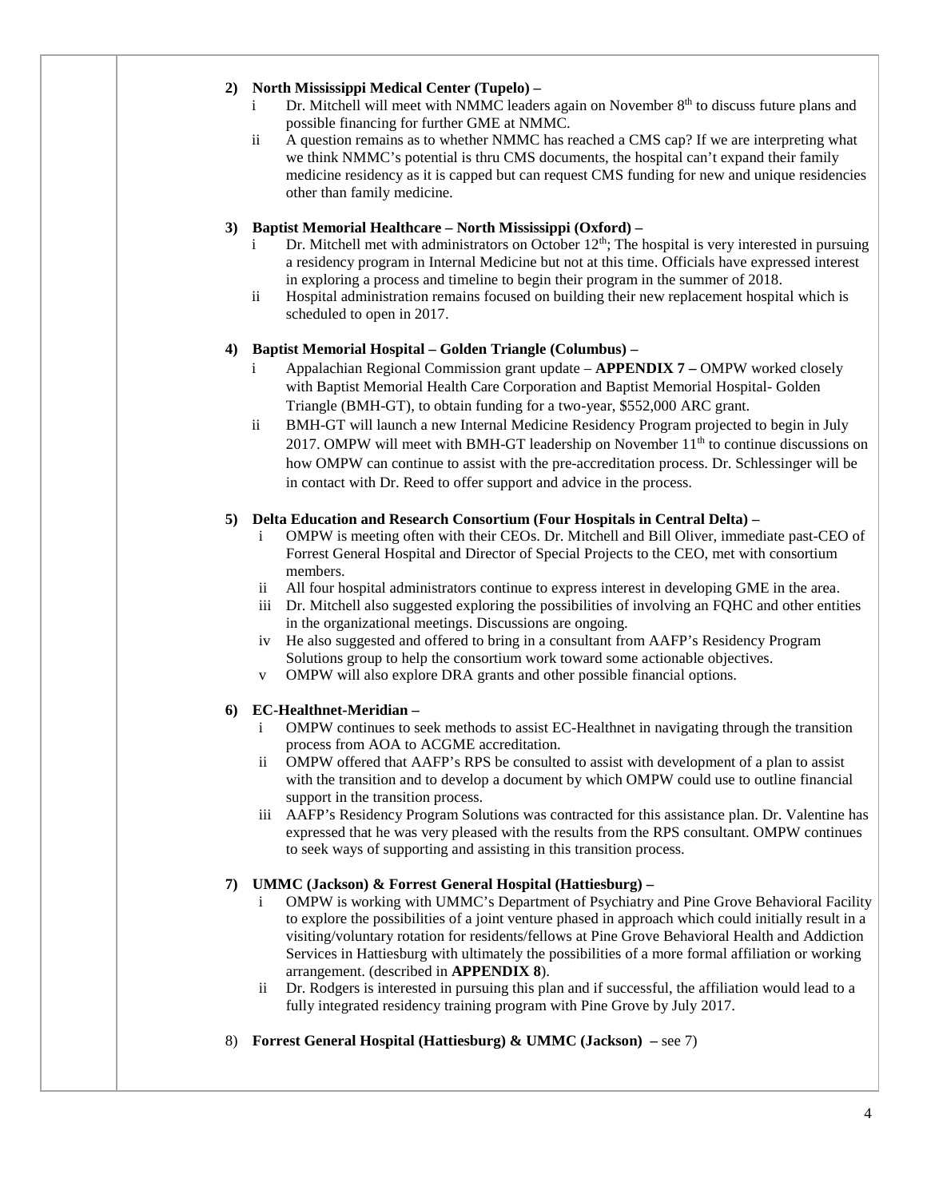**2) North Mississippi Medical Center (Tupelo) –**

- i Dr. Mitchell will meet with NMMC leaders again on November 8th to discuss future plans and possible financing for further GME at NMMC.
- ii A question remains as to whether NMMC has reached a CMS cap? If we are interpreting what we think NMMC's potential is thru CMS documents, the hospital can't expand their family medicine residency as it is capped but can request CMS funding for new and unique residencies other than family medicine.

**3) Baptist Memorial Healthcare – North Mississippi (Oxford) –**

- i Dr. Mitchell met with administrators on October 12th; The hospital is very interested in pursuing a residency program in Internal Medicine but not at this time. Officials have expressed interest in exploring a process and timeline to begin their program in the summer of 2018.
- ii Hospital administration remains focused on building their new replacement hospital which is scheduled to open in 2017.

**4) Baptist Memorial Hospital – Golden Triangle (Columbus) –**

- i Appalachian Regional Commission grant update – **APPENDIX 7 –** OMPW worked closely with Baptist Memorial Health Care Corporation and Baptist Memorial Hospital- Golden Triangle (BMH-GT), to obtain funding for a two-year, $552,000 ARC grant.
- ii BMH-GT will launch a new Internal Medicine Residency Program projected to begin in July 2017. OMPW will meet with BMH-GT leadership on November 11th to continue discussions on how OMPW can continue to assist with the pre-accreditation process. Dr. Schlessinger will be in contact with Dr. Reed to offer support and advice in the process.

**5) Delta Education and Research Consortium (Four Hospitals in Central Delta) –**

- i OMPW is meeting often with their CEOs. Dr. Mitchell and Bill Oliver, immediate past-CEO of Forrest General Hospital and Director of Special Projects to the CEO, met with consortium members.
- ii All four hospital administrators continue to express interest in developing GME in the area.
- iii Dr. Mitchell also suggested exploring the possibilities of involving an FQHC and other entities in the organizational meetings. Discussions are ongoing.
- iv He also suggested and offered to bring in a consultant from AAFP's Residency Program Solutions group to help the consortium work toward some actionable objectives.
- v OMPW will also explore DRA grants and other possible financial options.

**6) EC-Healthnet-Meridian –**

- i OMPW continues to seek methods to assist EC-Healthnet in navigating through the transition process from AOA to ACGME accreditation.
- ii OMPW offered that AAFP's RPS be consulted to assist with development of a plan to assist with the transition and to develop a document by which OMPW could use to outline financial support in the transition process.
- iii AAFP's Residency Program Solutions was contracted for this assistance plan. Dr. Valentine has expressed that he was very pleased with the results from the RPS consultant. OMPW continues to seek ways of supporting and assisting in this transition process.

**7) UMMC (Jackson) & Forrest General Hospital (Hattiesburg) –**

- i OMPW is working with UMMC's Department of Psychiatry and Pine Grove Behavioral Facility to explore the possibilities of a joint venture phased in approach which could initially result in a visiting/voluntary rotation for residents/fellows at Pine Grove Behavioral Health and Addiction Services in Hattiesburg with ultimately the possibilities of a more formal affiliation or working arrangement. (described in **APPENDIX 8**).
- ii Dr. Rodgers is interested in pursuing this plan and if successful, the affiliation would lead to a fully integrated residency training program with Pine Grove by July 2017.

8) **Forrest General Hospital (Hattiesburg) & UMMC (Jackson) –** see 7)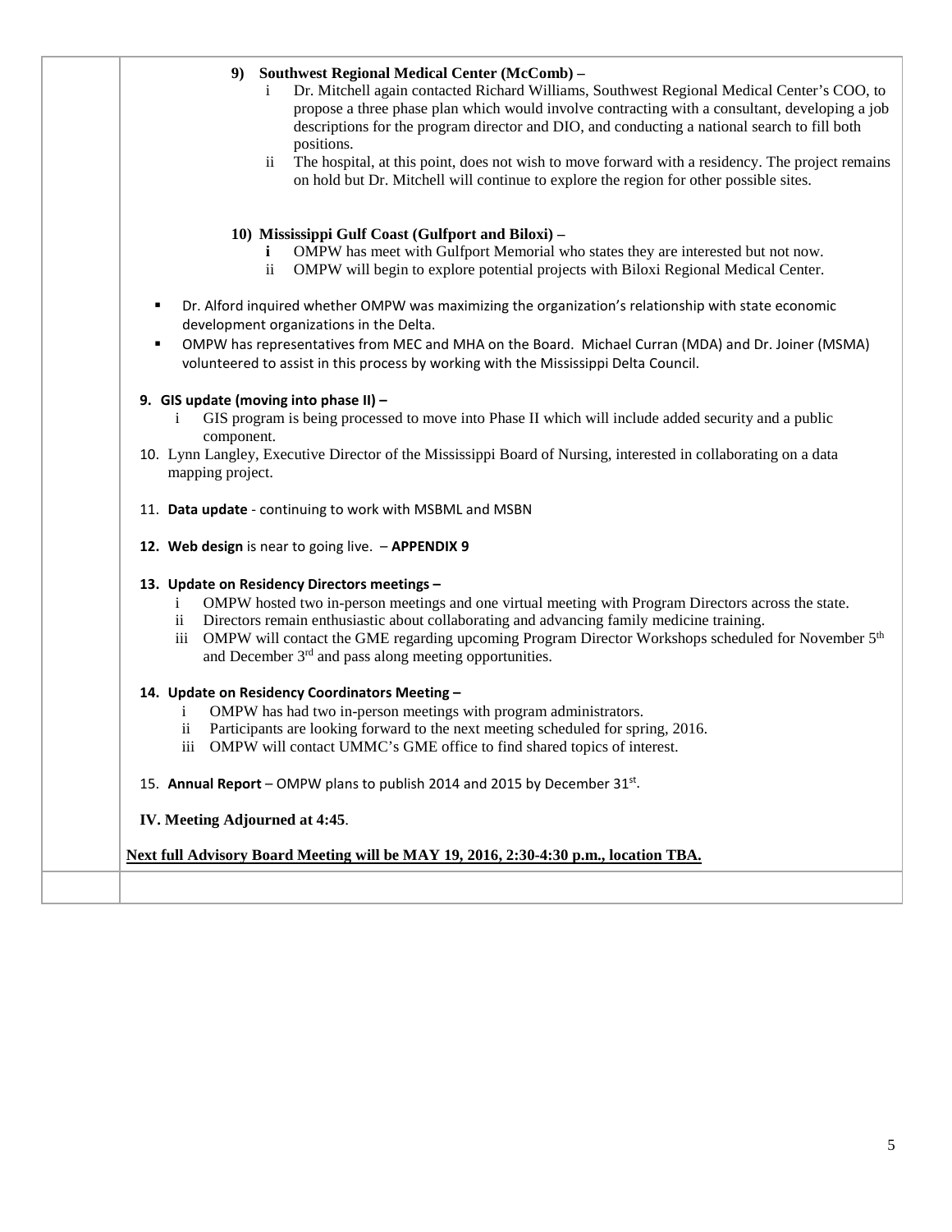**9) Southwest Regional Medical Center (McComb) –**

- i Dr. Mitchell again contacted Richard Williams, Southwest Regional Medical Center's COO, to propose a three phase plan which would involve contracting with a consultant, developing a job descriptions for the program director and DIO, and conducting a national search to fill both positions.
- ii The hospital, at this point, does not wish to move forward with a residency. The project remains on hold but Dr. Mitchell will continue to explore the region for other possible sites.

**10) Mississippi Gulf Coast (Gulfport and Biloxi) –**

- **i** OMPW has meet with Gulfport Memorial who states they are interested but not now.
- ii OMPW will begin to explore potential projects with Biloxi Regional Medical Center.

- Dr. Alford inquired whether OMPW was maximizing the organization's relationship with state economic development organizations in the Delta.
- OMPW has representatives from MEC and MHA on the Board. Michael Curran (MDA) and Dr. Joiner (MSMA) volunteered to assist in this process by working with the Mississippi Delta Council.

**9. GIS update (moving into phase II) –**

- i GIS program is being processed to move into Phase II which will include added security and a public component.

10. Lynn Langley, Executive Director of the Mississippi Board of Nursing, interested in collaborating on a data mapping project.

11. **Data update** - continuing to work with MSBML and MSBN

12. **Web design** is near to going live. – **APPENDIX 9**

**13. Update on Residency Directors meetings –**

- i OMPW hosted two in-person meetings and one virtual meeting with Program Directors across the state.
- ii Directors remain enthusiastic about collaborating and advancing family medicine training.
- iii OMPW will contact the GME regarding upcoming Program Director Workshops scheduled for November 5th and December 3rd and pass along meeting opportunities.

**14. Update on Residency Coordinators Meeting –**

- i OMPW has had two in-person meetings with program administrators.
- ii Participants are looking forward to the next meeting scheduled for spring, 2016.
- iii OMPW will contact UMMC's GME office to find shared topics of interest.

15. **Annual Report** – OMPW plans to publish 2014 and 2015 by December 31st.

**IV. Meeting Adjourned at 4:45**.

**Next full Advisory Board Meeting will be MAY 19, 2016, 2:30-4:30 p.m., location TBA.**